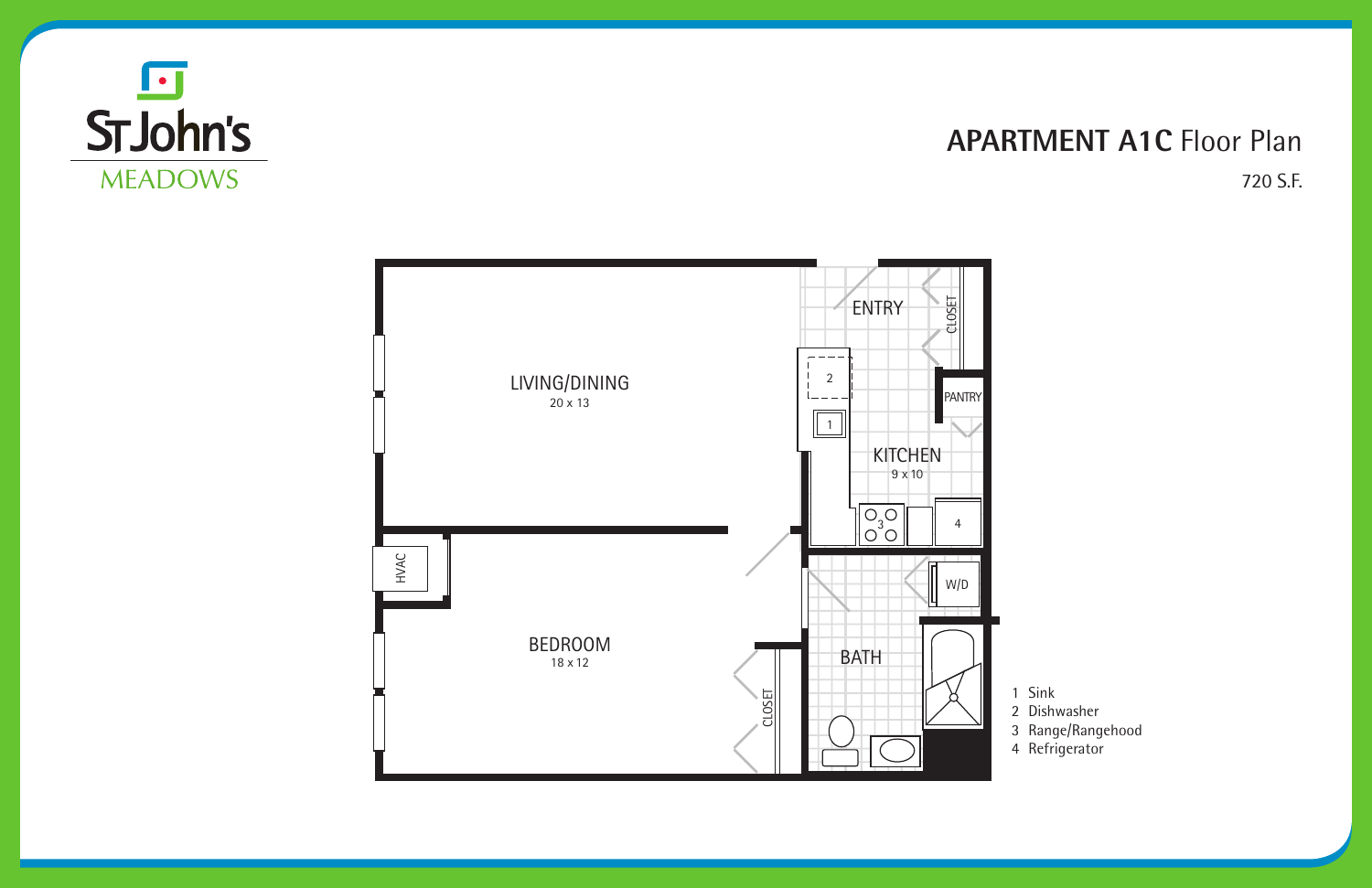St John's MEADOWS

# APARTMENT A1C Floor Plan

720 S.F.

LIVING/DINING
20 x 13

ENTRY

CLOSET

PANTRY

KITCHEN
9 x 10

HVAC

BEDROOM
18 x 12

CLOSET

W/D

BATH

1 Sink
2 Dishwasher
3 Range/Rangehood
4 Refrigerator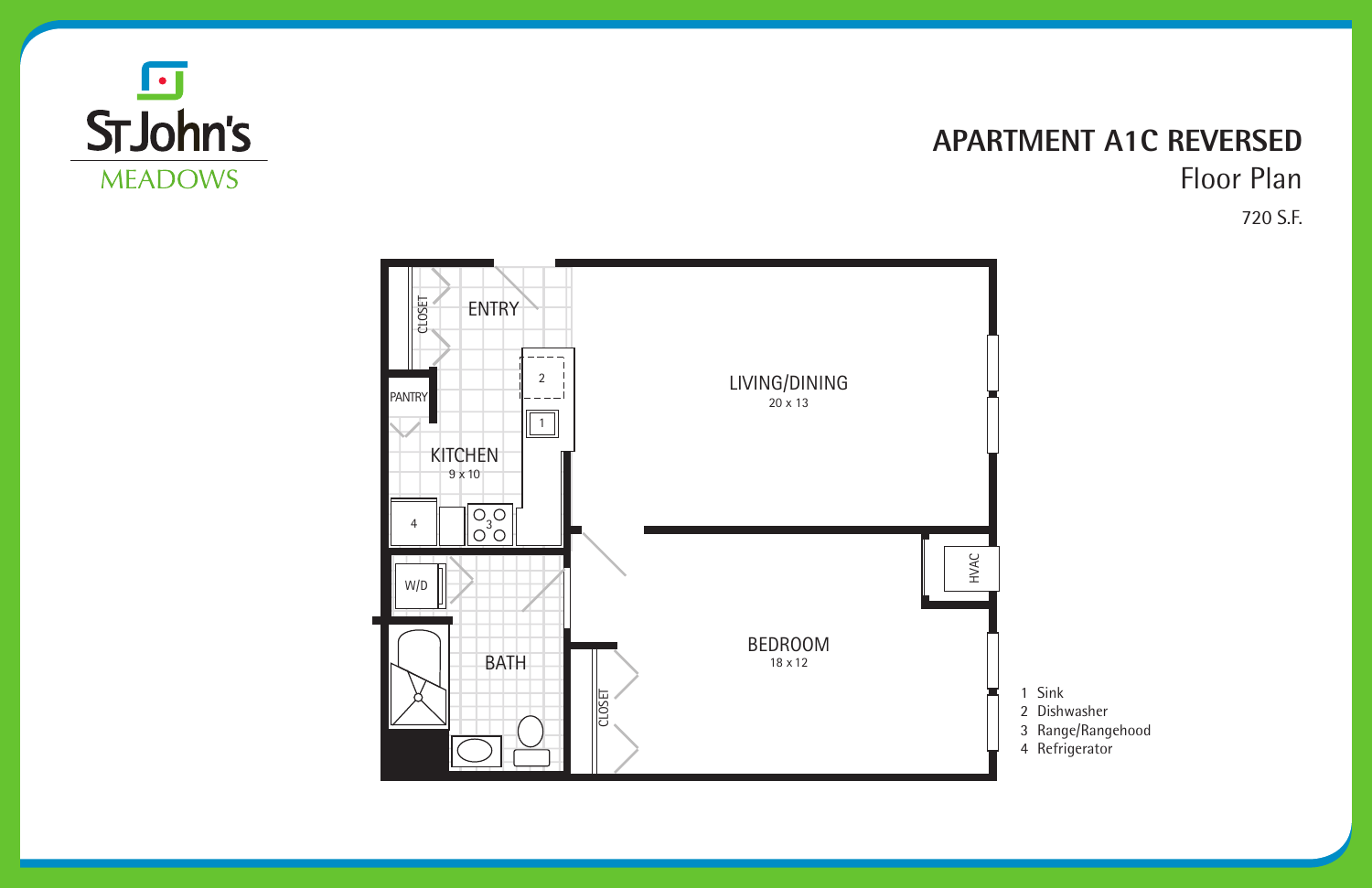St John's MEADOWS

# APARTMENT A1C REVERSED

## Floor Plan

720 S.F.

ENTRY

CLOSET

PANTRY

KITCHEN
9 x 10

LIVING/DINING
20 x 13

W/D

BATH

CLOSET

HVAC

BEDROOM
18 x 12

1 Sink
2 Dishwasher
3 Range/Rangehood
4 Refrigerator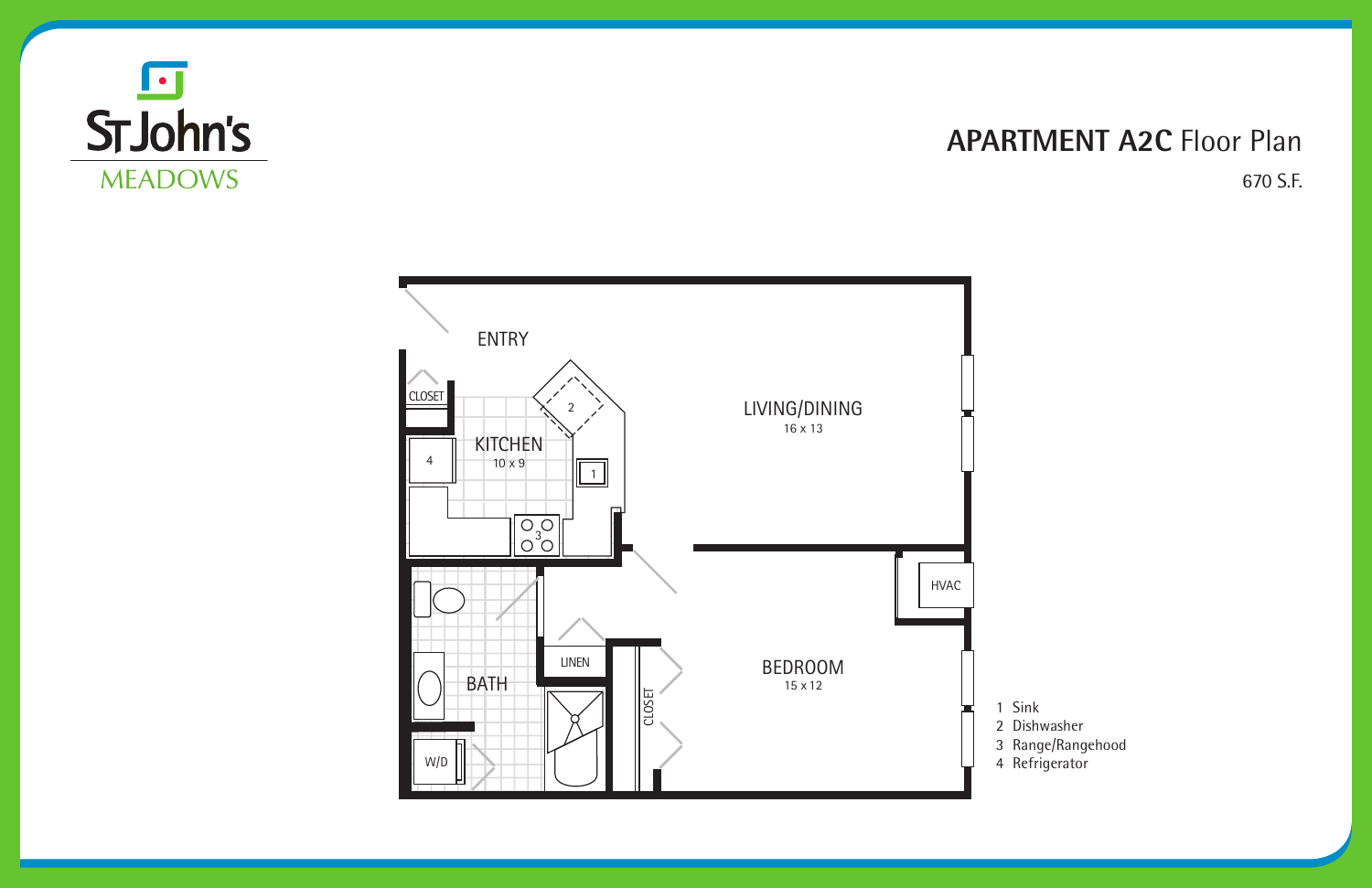St John's
MEADOWS

# APARTMENT A2C Floor Plan

670 S.F.

ENTRY

CLOSET

KITCHEN
10 x 9

LIVING/DINING
16 x 13

HVAC

BATH

LINEN

CLOSET

BEDROOM
15 x 12

W/D

1 Sink
2 Dishwasher
3 Range/Rangehood
4 Refrigerator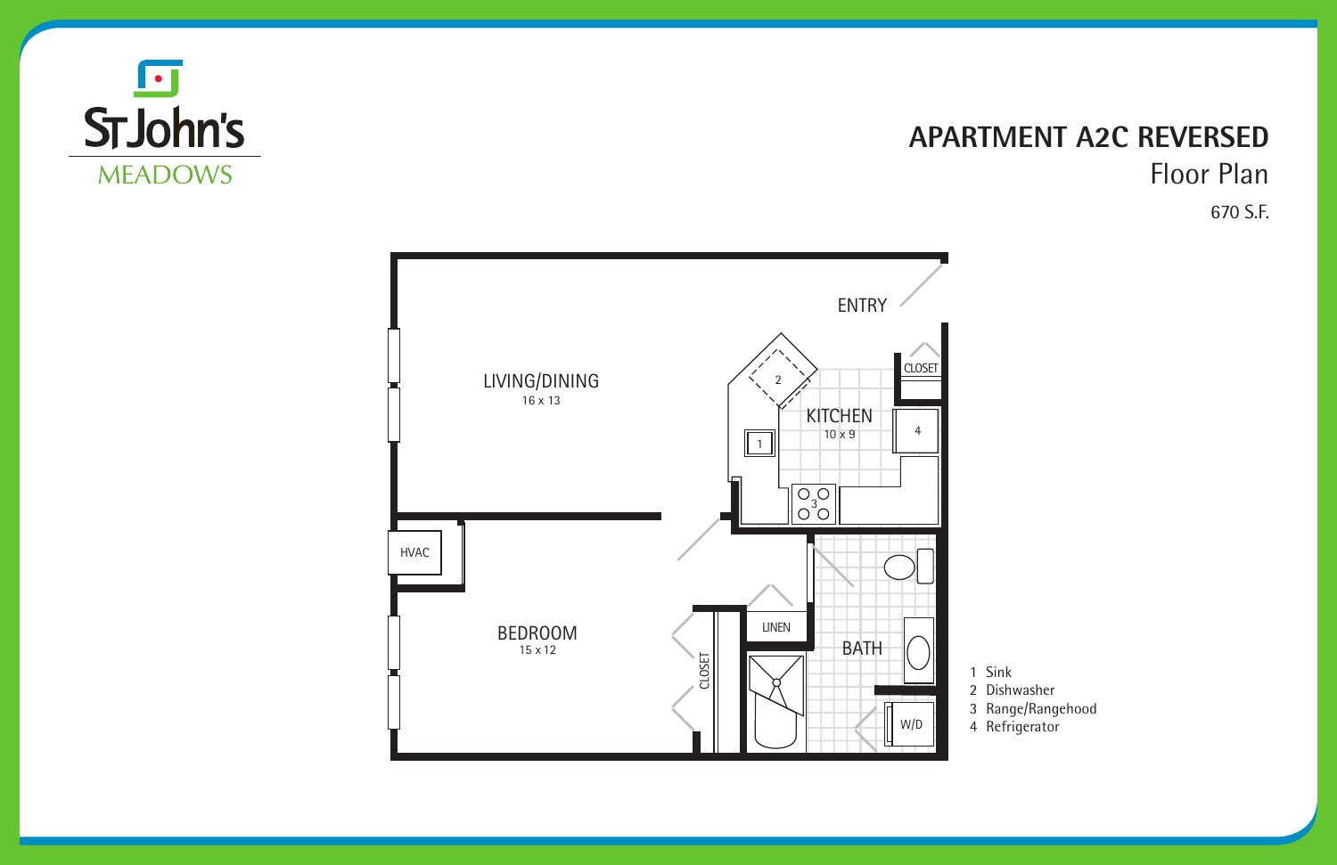St John's MEADOWS

# APARTMENT A2C REVERSED

## Floor Plan

670 S.F.

ENTRY

CLOSET

LIVING/DINING
16 x 13

KITCHEN
10 x 9

HVAC

BEDROOM
15 x 12

LINEN

CLOSET

BATH

W/D

1 Sink
2 Dishwasher
3 Range/Rangehood
4 Refrigerator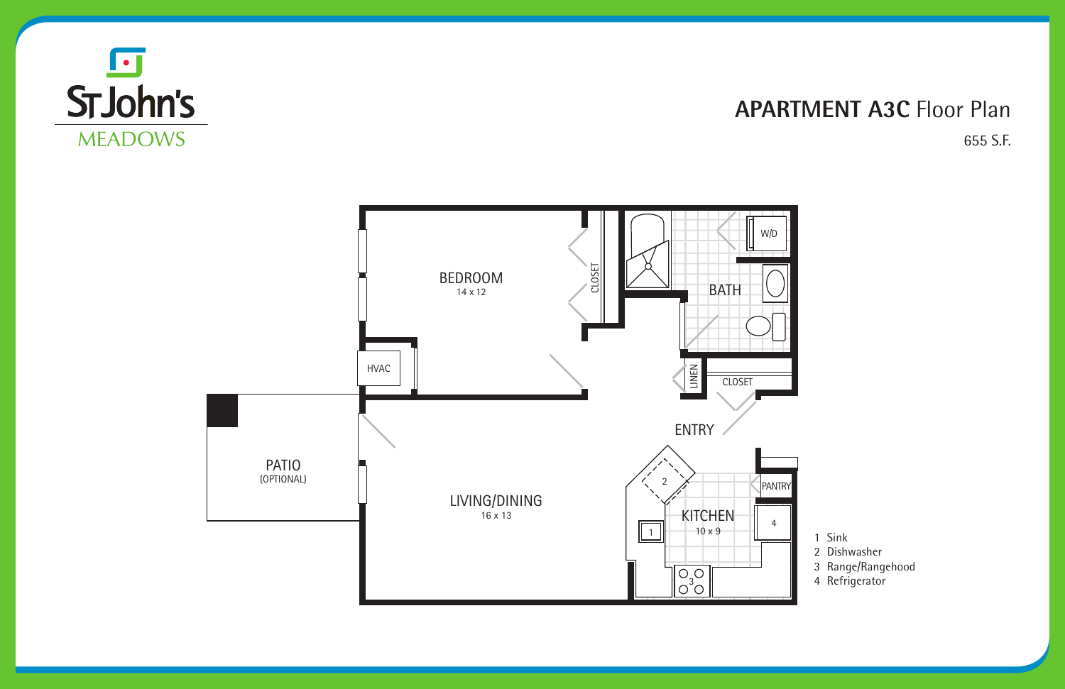St John's MEADOWS

# APARTMENT A3C Floor Plan

655 S.F.

BEDROOM
14 x 12

CLOSET

BATH

W/D

HVAC

LINEN

CLOSET

ENTRY

PATIO
(OPTIONAL)

LIVING/DINING
16 x 13

KITCHEN
10 x 9

PANTRY

1 Sink
2 Dishwasher
3 Range/Rangehood
4 Refrigerator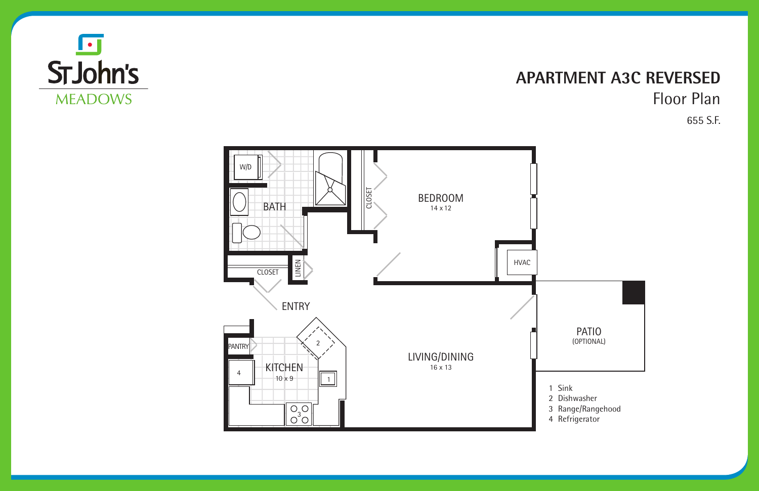St John's MEADOWS

# APARTMENT A3C REVERSED

## Floor Plan

655 S.F.

W/D

BATH

CLOSET

BEDROOM
14 x 12

HVAC

CLOSET

LINEN

ENTRY

PANTRY

KITCHEN
10 x 9

LIVING/DINING
16 x 13

PATIO
(OPTIONAL)

1 Sink
2 Dishwasher
3 Range/Rangehood
4 Refrigerator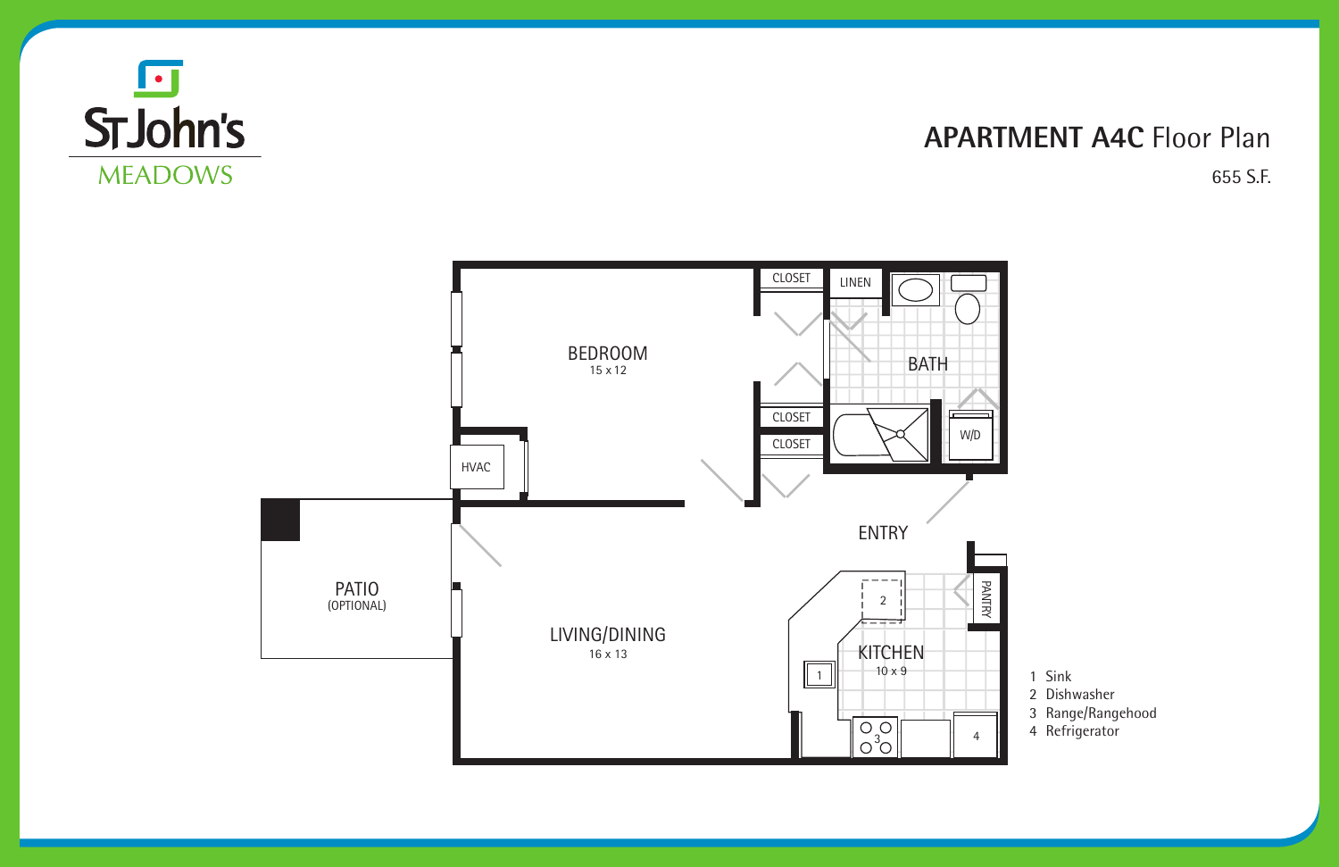St John's MEADOWS

# APARTMENT A4C Floor Plan

655 S.F.

BEDROOM
15 x 12

CLOSET

LINEN

BATH

CLOSET

CLOSET

HVAC

W/D

ENTRY

PATIO
(OPTIONAL)

LIVING/DINING
16 x 13

KITCHEN
10 x 9

PANTRY

1. Sink
2. Dishwasher
3. Range/Rangehood
4. Refrigerator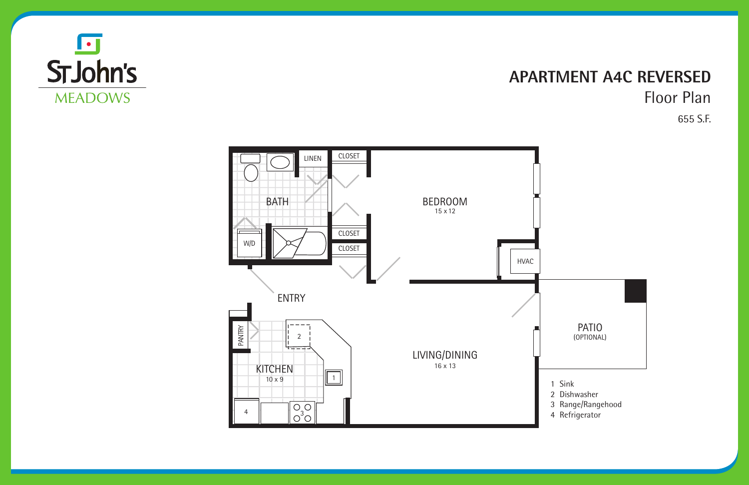St John's MEADOWS

# APARTMENT A4C REVERSED

## Floor Plan

655 S.F.

LINEN

CLOSET

BATH

BEDROOM
15 x 12

CLOSET

CLOSET

W/D

HVAC

ENTRY

PATIO
(OPTIONAL)

PANTRY

KITCHEN
10 x 9

LIVING/DINING
16 x 13

1 Sink
2 Dishwasher
3 Range/Rangehood
4 Refrigerator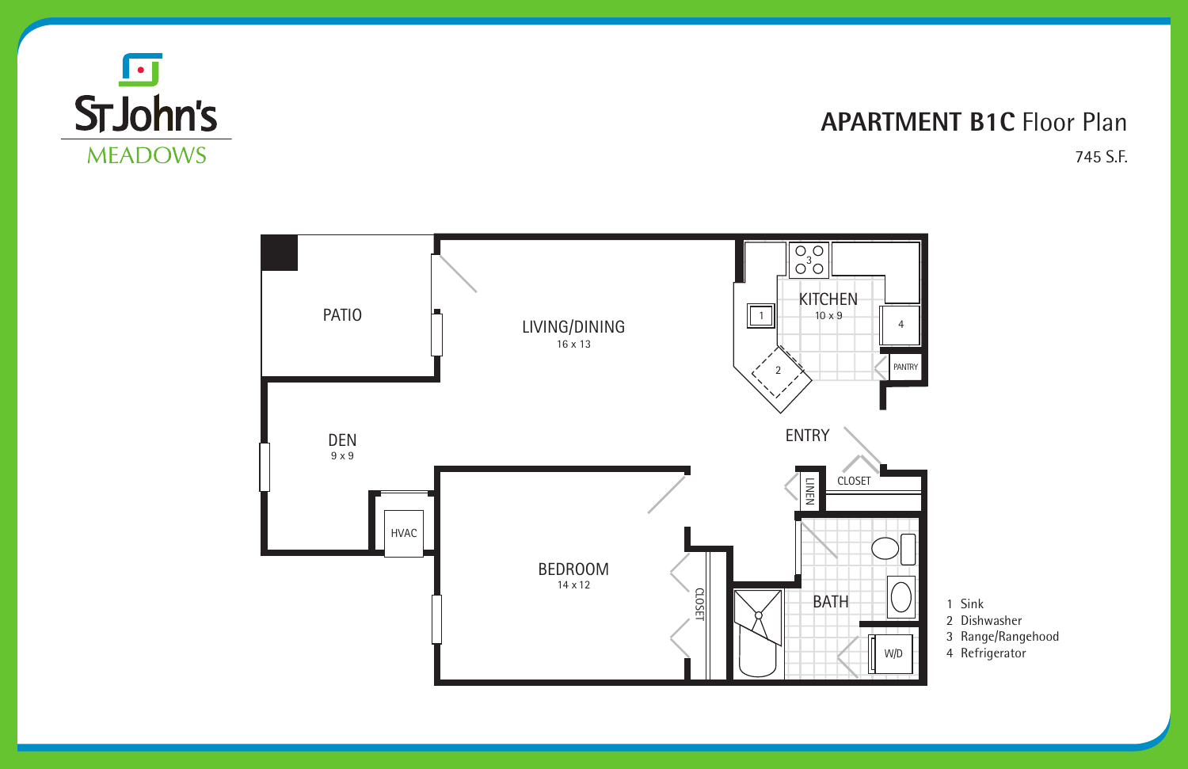St John's
MEADOWS

# APARTMENT B1C Floor Plan

745 S.F.

PATIO

LIVING/DINING
16 x 13

KITCHEN
10 x 9

PANTRY

DEN
9 x 9

ENTRY

CLOSET

LINEN

HVAC

BEDROOM
14 x 12

CLOSET

BATH

W/D

1 Sink
2 Dishwasher
3 Range/Rangehood
4 Refrigerator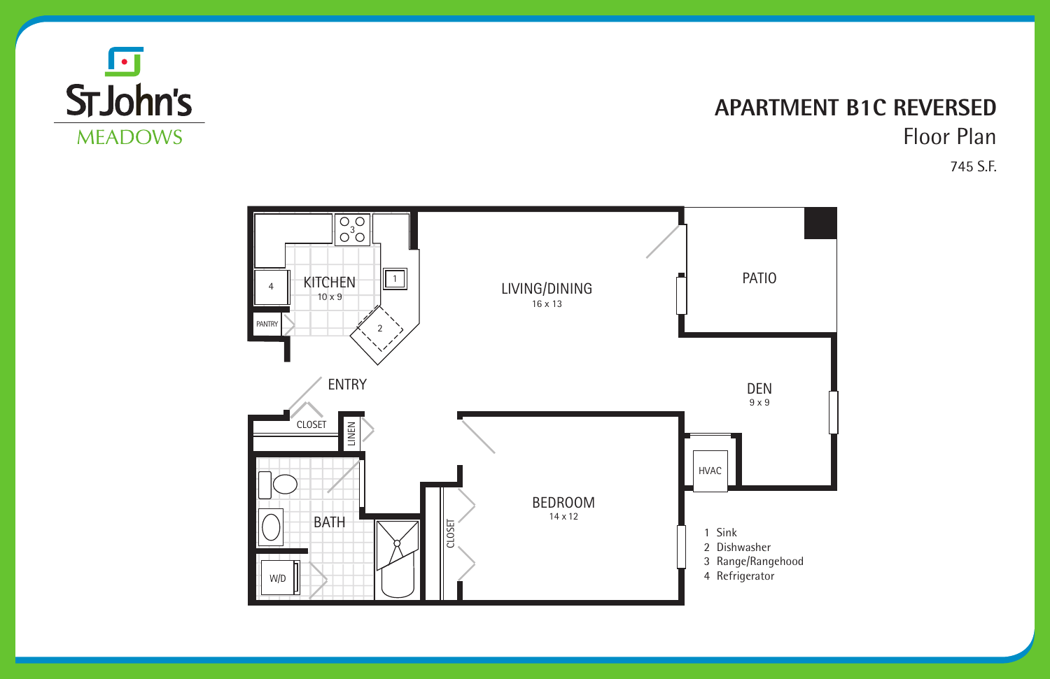St John's MEADOWS

# APARTMENT B1C REVERSED

## Floor Plan

745 S.F.

KITCHEN 10 x 9

LIVING/DINING 16 x 13

PATIO

PANTRY

ENTRY

DEN 9 x 9

CLOSET

LINEN

BATH

W/D

CLOSET

BEDROOM 14 x 12

HVAC

1 Sink
2 Dishwasher
3 Range/Rangehood
4 Refrigerator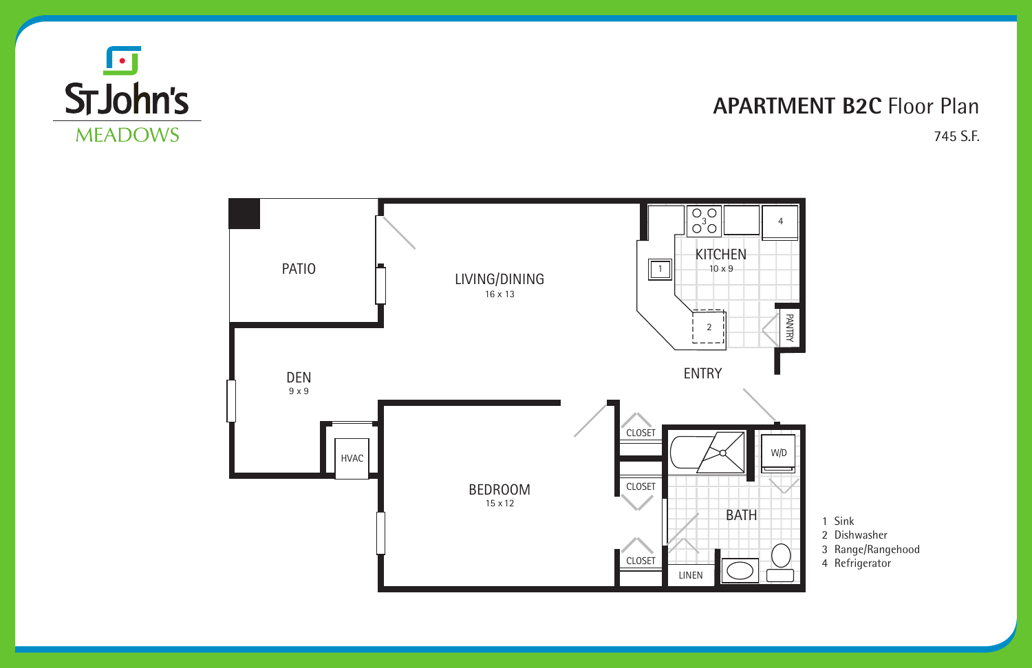St John's MEADOWS

# APARTMENT B2C Floor Plan

745 S.F.

PATIO

LIVING/DINING
16 x 13

KITCHEN
10 x 9

PANTRY

DEN
9 x 9

ENTRY

HVAC

CLOSET

W/D

CLOSET

BEDROOM
15 x 12

BATH

CLOSET

LINEN

1 Sink
2 Dishwasher
3 Range/Rangehood
4 Refrigerator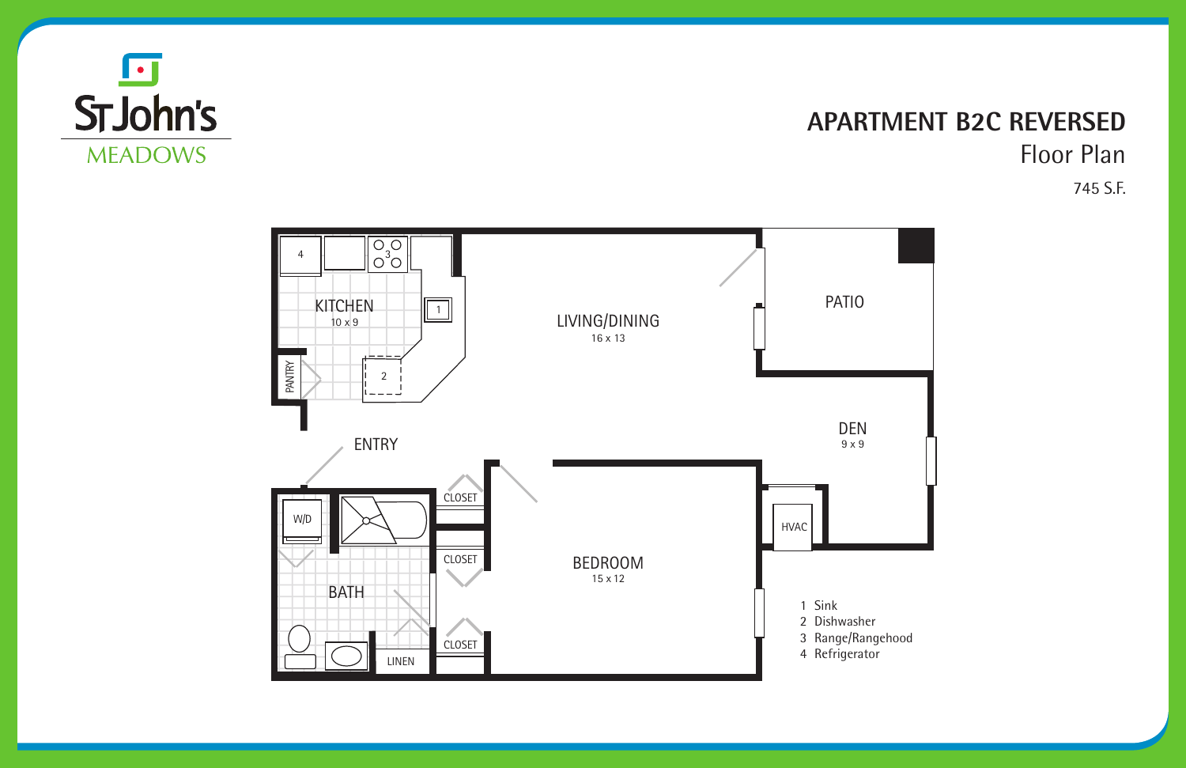St John's MEADOWS

# APARTMENT B2C REVERSED

## Floor Plan

745 S.F.

KITCHEN
10 x 9

PANTRY

LIVING/DINING
16 x 13

PATIO

DEN
9 x 9

ENTRY

W/D

BATH

CLOSET

CLOSET

CLOSET

LINEN

BEDROOM
15 x 12

HVAC

1 Sink
2 Dishwasher
3 Range/Rangehood
4 Refrigerator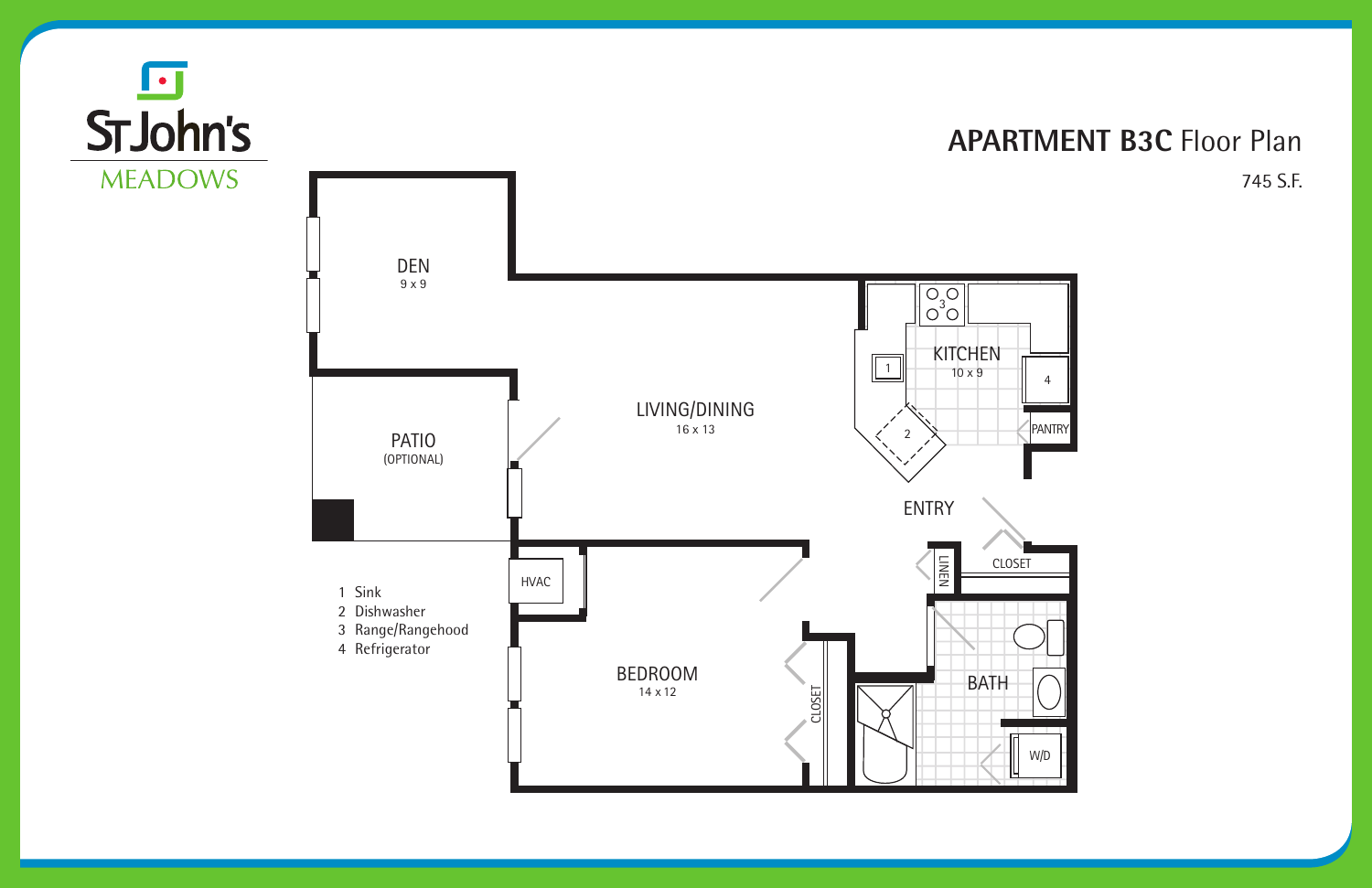St John's MEADOWS

# APARTMENT B3C Floor Plan

745 S.F.

DEN
9 x 9

PATIO
(OPTIONAL)

LIVING/DINING
16 x 13

KITCHEN
10 x 9

PANTRY

ENTRY

LINEN

CLOSET

HVAC

BEDROOM
14 x 12

CLOSET

BATH

W/D

1 Sink
2 Dishwasher
3 Range/Rangehood
4 Refrigerator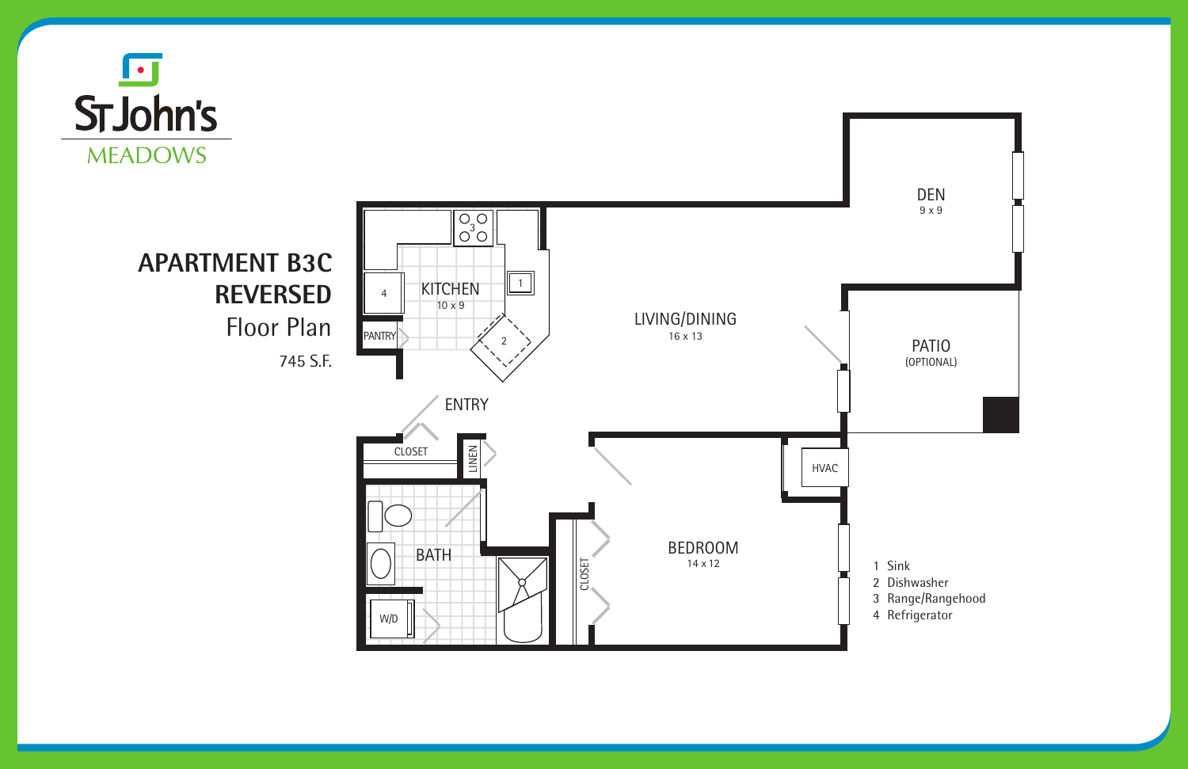St John's MEADOWS

# APARTMENT B3C REVERSED

## Floor Plan

745 S.F.

KITCHEN
10 x 9

PANTRY

LIVING/DINING
16 x 13

DEN
9 x 9

PATIO
(OPTIONAL)

ENTRY

CLOSET

LINEN

BATH

W/D

CLOSET

HVAC

BEDROOM
14 x 12

1 Sink
2 Dishwasher
3 Range/Rangehood
4 Refrigerator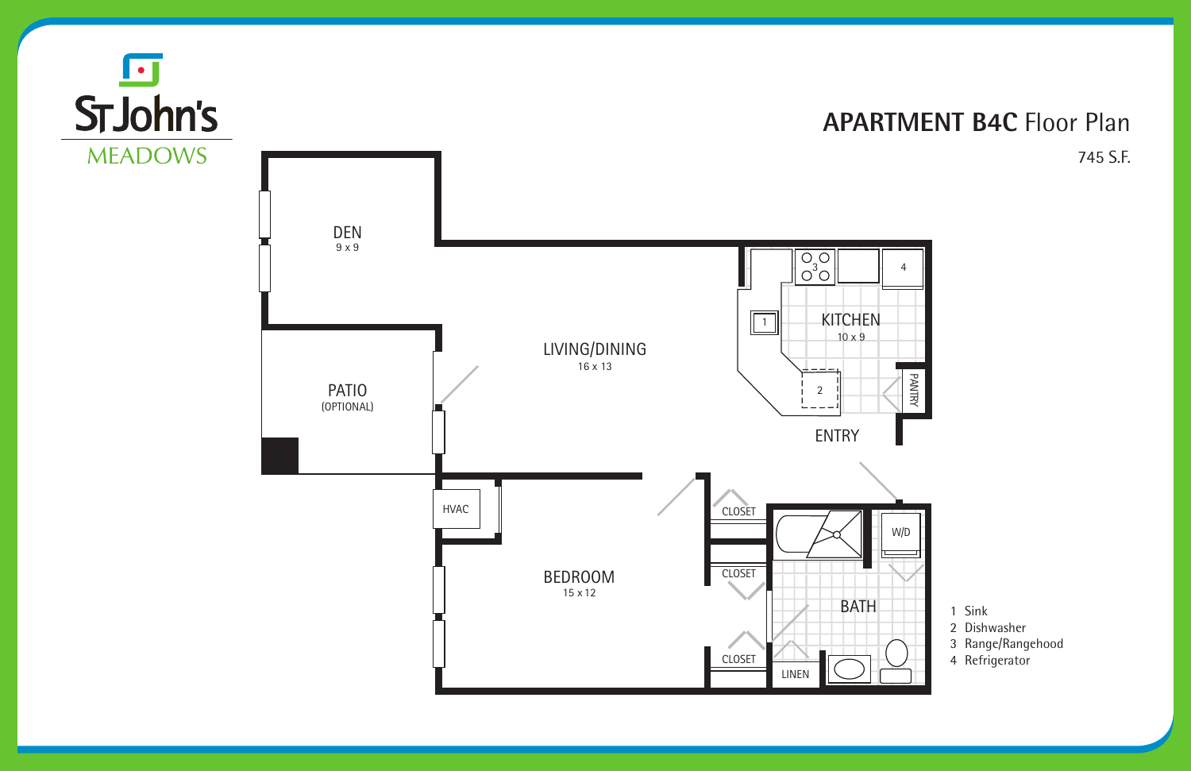St John's MEADOWS

# APARTMENT B4C Floor Plan

745 S.F.

DEN
9 x 9

PATIO
(OPTIONAL)

LIVING/DINING
16 x 13

KITCHEN
10 x 9

PANTRY

ENTRY

HVAC

CLOSET

CLOSET

CLOSET

W/D

BEDROOM
15 x 12

BATH

LINEN

1 Sink
2 Dishwasher
3 Range/Rangehood
4 Refrigerator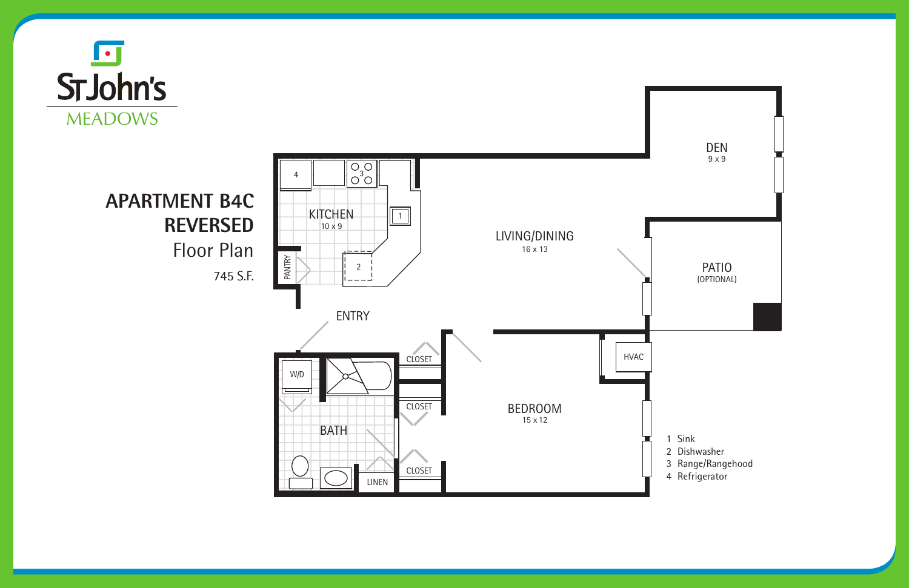St John's MEADOWS

# APARTMENT B4C REVERSED

Floor Plan

745 S.F.

KITCHEN
10 x 9

PANTRY

LIVING/DINING
16 x 13

DEN
9 x 9

PATIO
(OPTIONAL)

ENTRY

W/D

BATH

CLOSET

CLOSET

CLOSET

LINEN

BEDROOM
15 x 12

HVAC

1 Sink
2 Dishwasher
3 Range/Rangehood
4 Refrigerator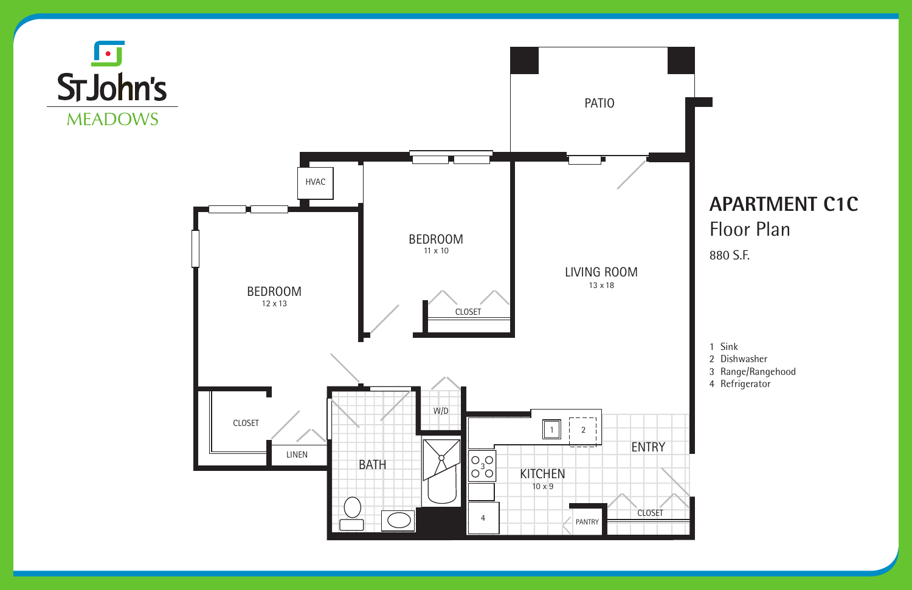St John's MEADOWS

# APARTMENT C1C

## Floor Plan

880 S.F.

PATIO

HVAC

BEDROOM
11 x 10

LIVING ROOM
13 x 18

BEDROOM
12 x 13

CLOSET

CLOSET

W/D

LINEN

BATH

KITCHEN
10 x 9

ENTRY

PANTRY

CLOSET

1 Sink
2 Dishwasher
3 Range/Rangehood
4 Refrigerator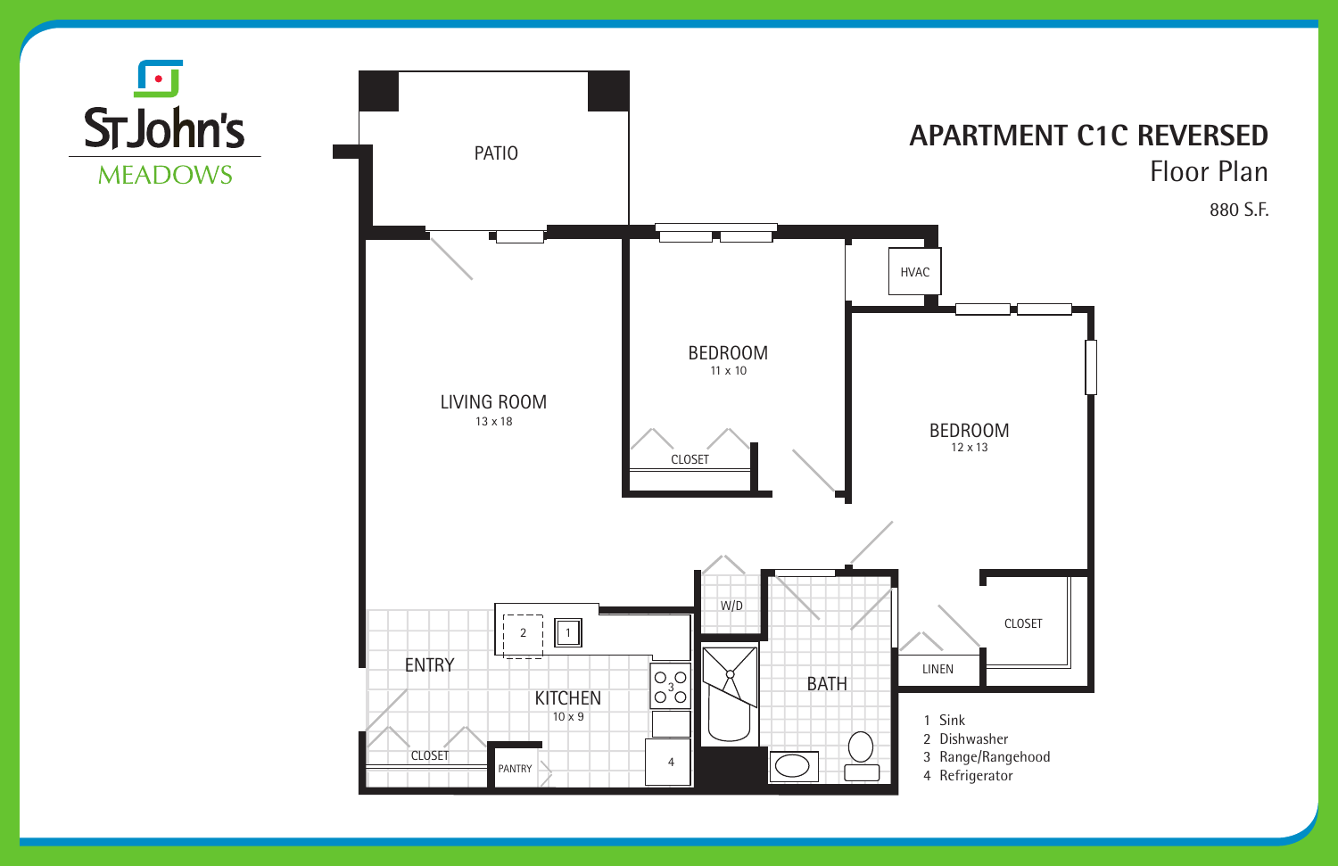St John's MEADOWS

# APARTMENT C1C REVERSED

## Floor Plan

880 S.F.

PATIO

LIVING ROOM
13 x 18

BEDROOM
11 x 10

CLOSET

HVAC

BEDROOM
12 x 13

W/D

ENTRY

KITCHEN
10 x 9

CLOSET

PANTRY

BATH

LINEN

CLOSET

1 Sink
2 Dishwasher
3 Range/Rangehood
4 Refrigerator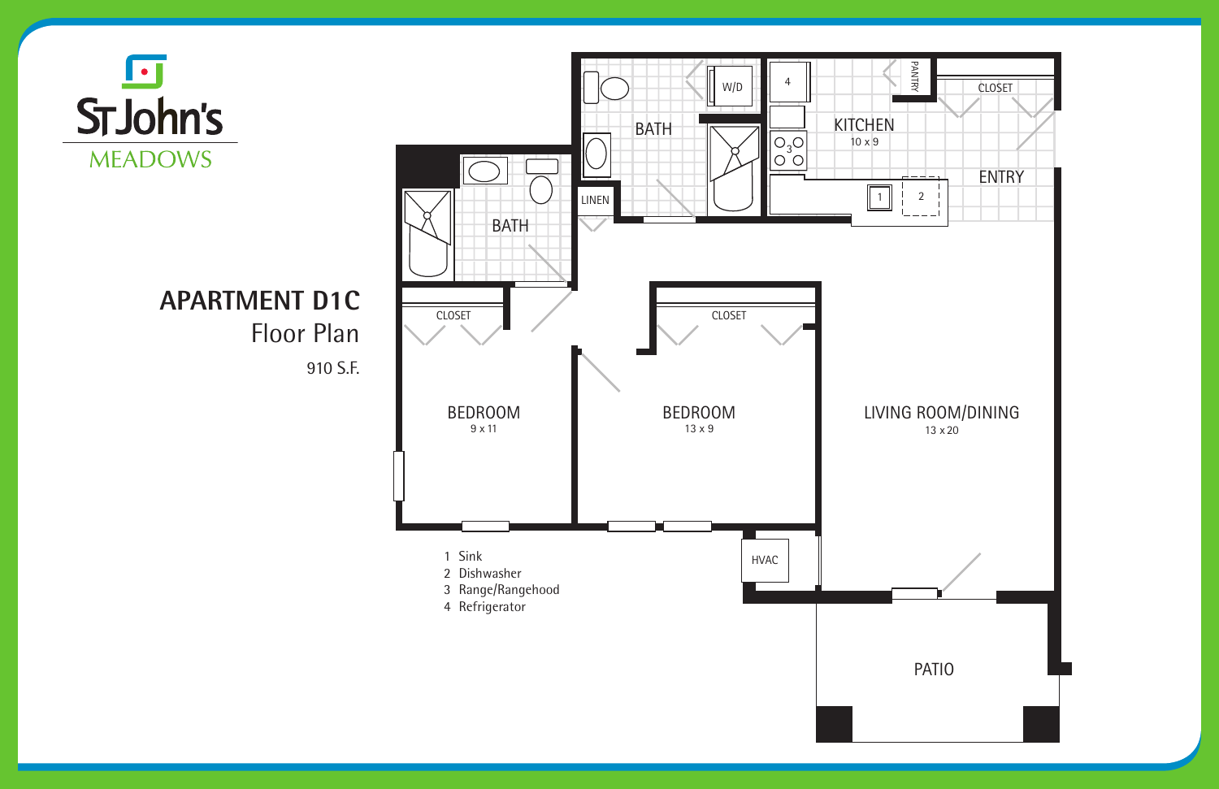St John's MEADOWS

# APARTMENT D1C

## Floor Plan

910 S.F.

BATH

W/D

KITCHEN
10 x 9

PANTRY

CLOSET

ENTRY

BATH

LINEN

CLOSET

CLOSET

BEDROOM
9 x 11

BEDROOM
13 x 9

LIVING ROOM/DINING
13 x 20

HVAC

PATIO

1 Sink
2 Dishwasher
3 Range/Rangehood
4 Refrigerator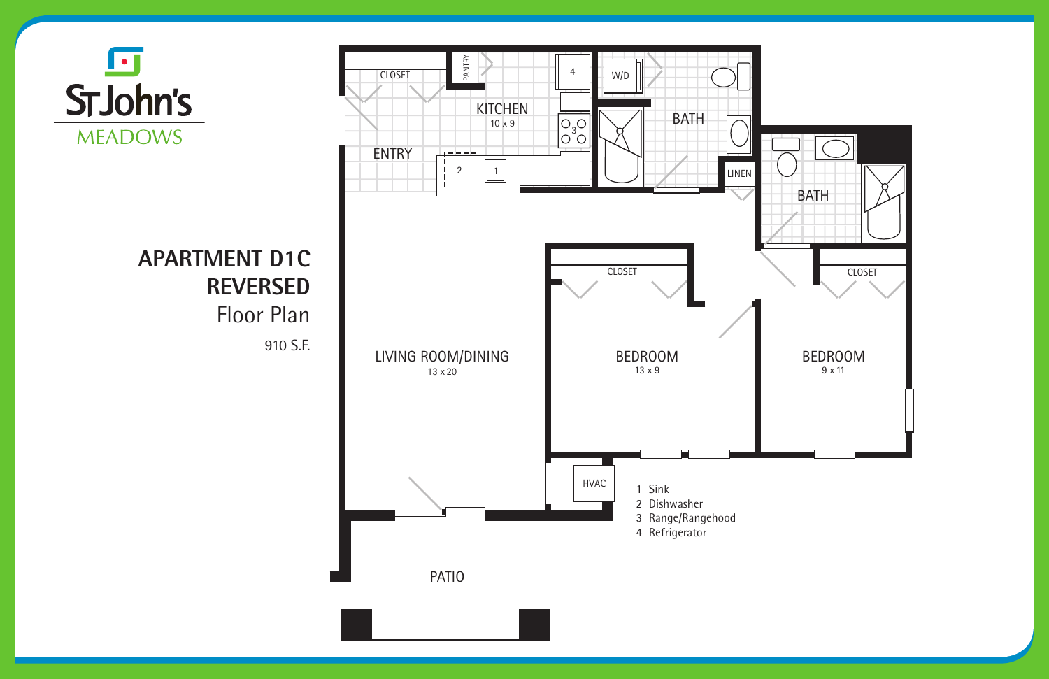St John's MEADOWS

# APARTMENT D1C REVERSED

Floor Plan

910 S.F.

CLOSET

PANTRY

KITCHEN
10 x 9

W/D

BATH

ENTRY

LINEN

BATH

CLOSET

CLOSET

LIVING ROOM/DINING
13 x 20

BEDROOM
13 x 9

BEDROOM
9 x 11

HVAC

PATIO

1 Sink
2 Dishwasher
3 Range/Rangehood
4 Refrigerator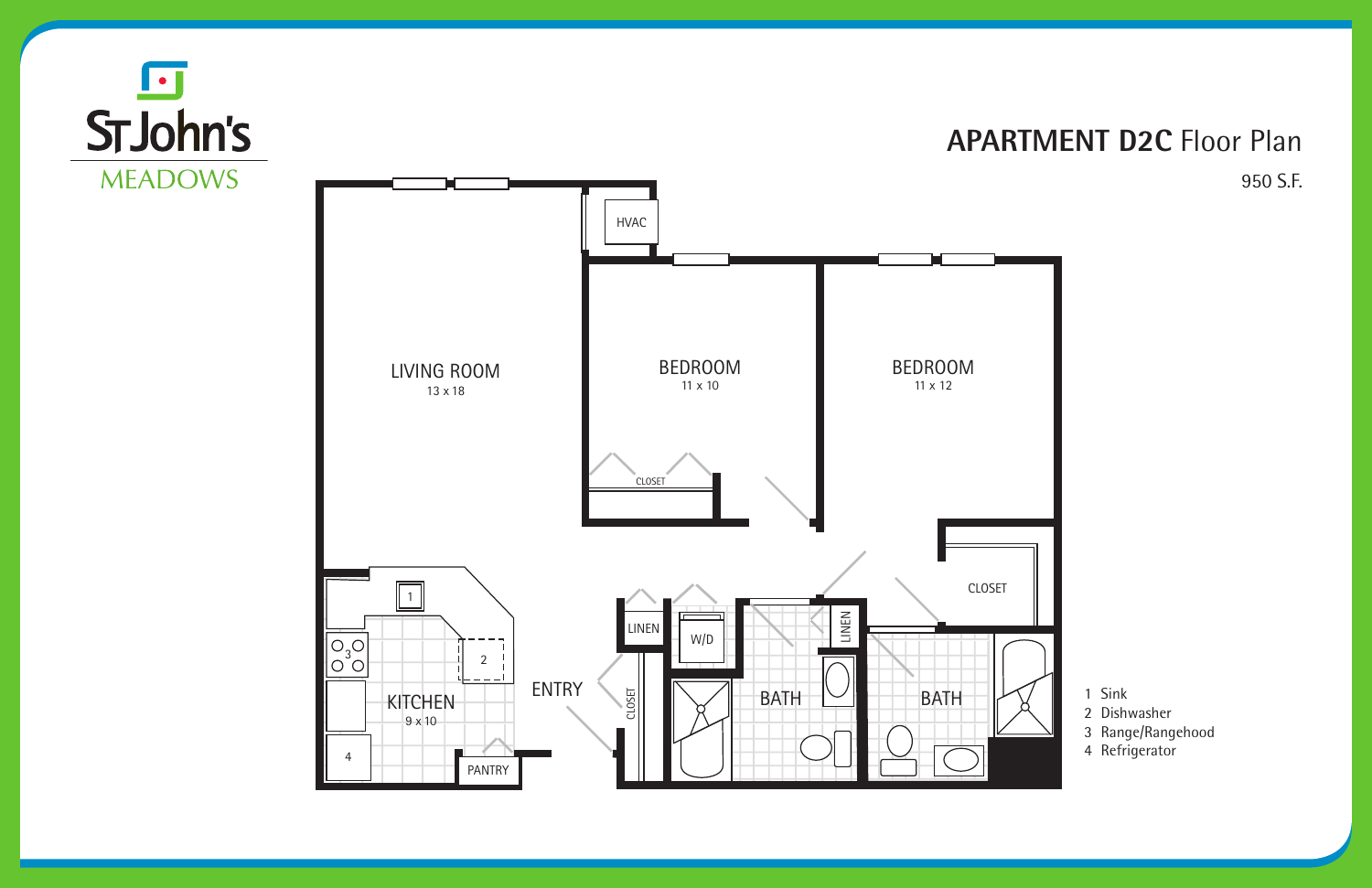St John's MEADOWS

# APARTMENT D2C Floor Plan

950 S.F.

LIVING ROOM
13 x 18

BEDROOM
11 x 10

BEDROOM
11 x 12

HVAC

CLOSET

CLOSET

KITCHEN
9 x 10

ENTRY

LINEN

W/D

LINEN

CLOSET

BATH

BATH

PANTRY

1 Sink
2 Dishwasher
3 Range/Rangehood
4 Refrigerator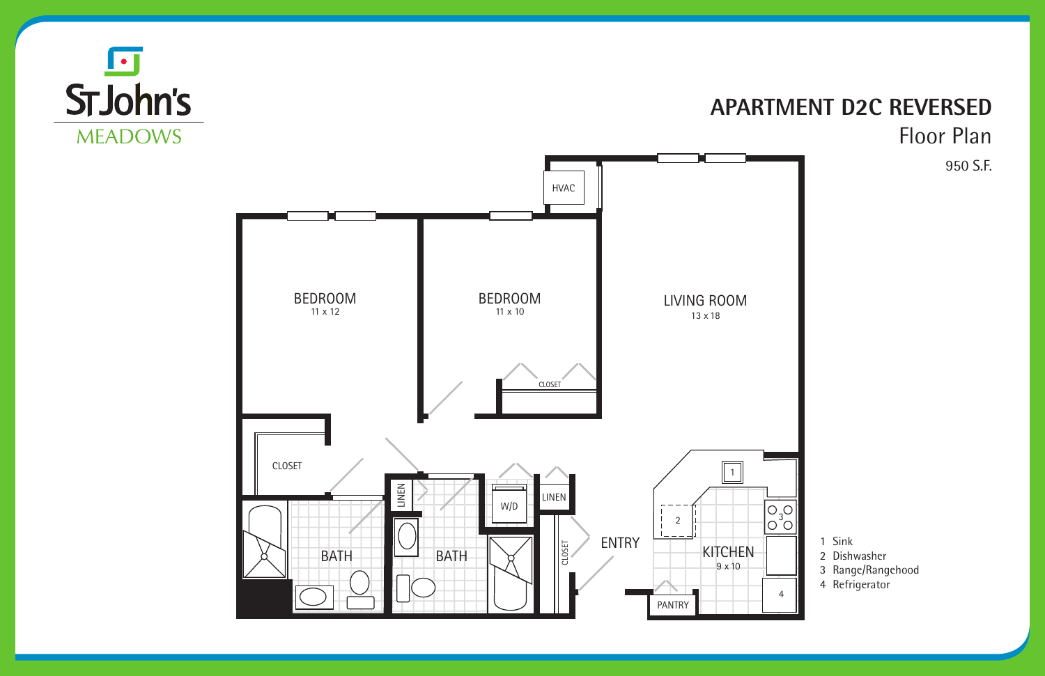St John's
MEADOWS

# APARTMENT D2C REVERSED

## Floor Plan

950 S.F.

HVAC

BEDROOM
11 x 12

BEDROOM
11 x 10

LIVING ROOM
13 x 18

CLOSET

CLOSET

LINEN

LINEN

W/D

CLOSET

ENTRY

BATH

BATH

KITCHEN
9 x 10

PANTRY

1 Sink
2 Dishwasher
3 Range/Rangehood
4 Refrigerator